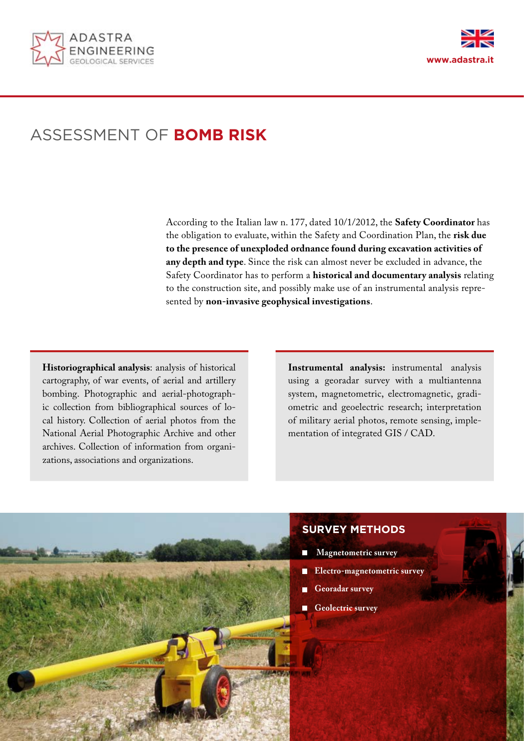ADASTRA ENGINEERING
GEOLOGICAL SERVICES

www.adastra.it

# ASSESSMENT OF **BOMB RISK**

According to the Italian law n. 177, dated 10/1/2012, the **Safety Coordinator** has the obligation to evaluate, within the Safety and Coordination Plan, the **risk due to the presence of unexploded ordnance found during excavation activities of any depth and type**. Since the risk can almost never be excluded in advance, the Safety Coordinator has to perform a **historical and documentary analysis** relating to the construction site, and possibly make use of an instrumental analysis represented by **non-invasive geophysical investigations**.

**Historiographical analysis**: analysis of historical cartography, of war events, of aerial and artillery bombing. Photographic and aerial-photographic collection from bibliographical sources of local history. Collection of aerial photos from the National Aerial Photographic Archive and other archives. Collection of information from organizations, associations and organizations.

**Instrumental analysis:** instrumental analysis using a georadar survey with a multiantenna system, magnetometric, electromagnetic, gradiometric and geoelectric research; interpretation of military aerial photos, remote sensing, implementation of integrated GIS / CAD.

## SURVEY METHODS

- **Magnetometric survey**
- **Electro-magnetometric survey**
- **Georadar survey**
- **Geolectric survey**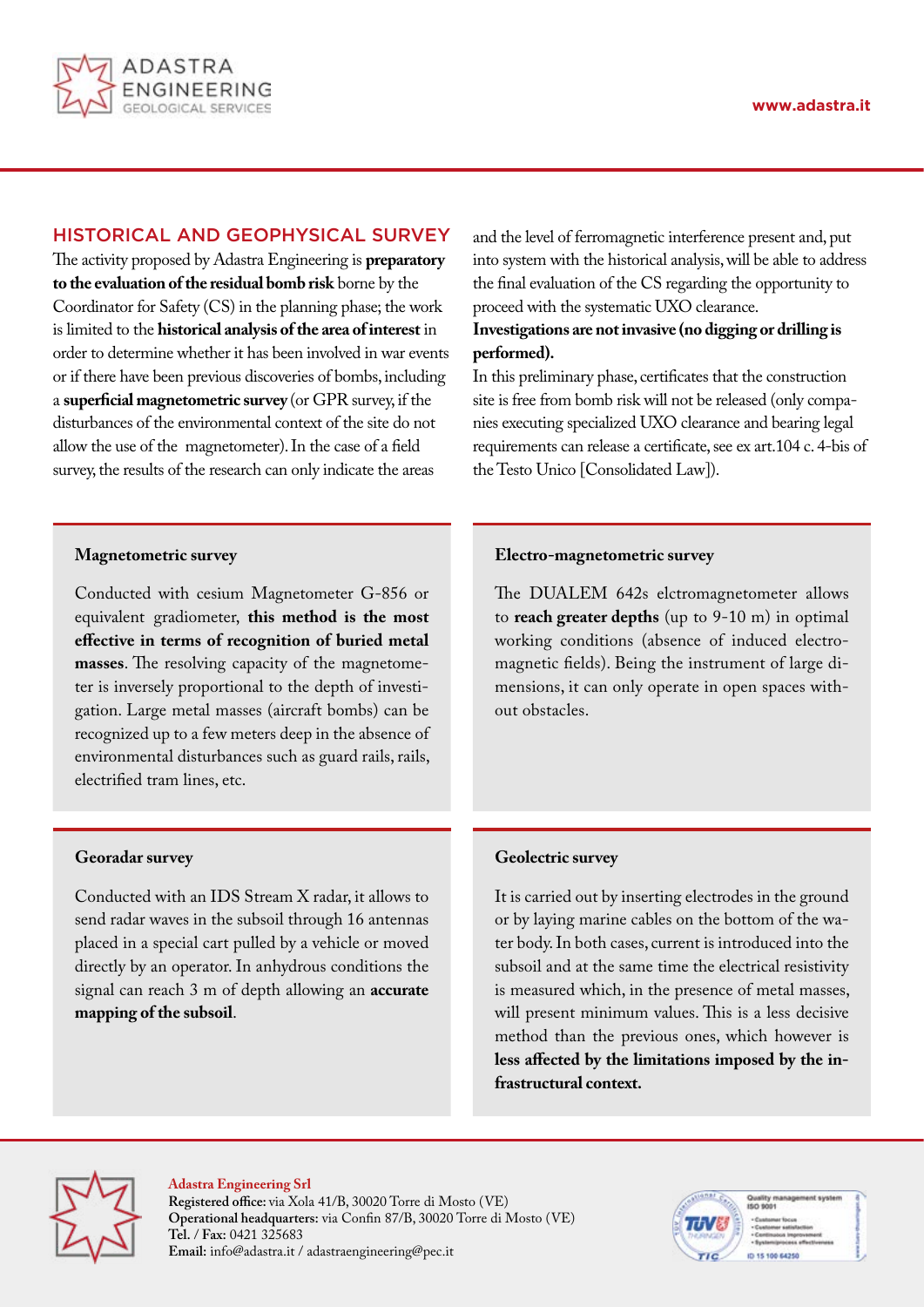## HISTORICAL AND GEOPHYSICAL SURVEY

The activity proposed by Adastra Engineering is **preparatory to the evaluation of the residual bomb risk** borne by the Coordinator for Safety (CS) in the planning phase; the work is limited to the **historical analysis of the area of interest** in order to determine whether it has been involved in war events or if there have been previous discoveries of bombs, including a **superficial magnetometric survey** (or GPR survey, if the disturbances of the environmental context of the site do not allow the use of the magnetometer). In the case of a field survey, the results of the research can only indicate the areas and the level of ferromagnetic interference present and, put into system with the historical analysis, will be able to address the final evaluation of the CS regarding the opportunity to proceed with the systematic UXO clearance.

**Investigations are not invasive (no digging or drilling is performed).**

In this preliminary phase, certificates that the construction site is free from bomb risk will not be released (only companies executing specialized UXO clearance and bearing legal requirements can release a certificate, see ex art.104 c. 4-bis of the Testo Unico [Consolidated Law]).

### Magnetometric survey

Conducted with cesium Magnetometer G-856 or equivalent gradiometer, **this method is the most effective in terms of recognition of buried metal masses**. The resolving capacity of the magnetometer is inversely proportional to the depth of investigation. Large metal masses (aircraft bombs) can be recognized up to a few meters deep in the absence of environmental disturbances such as guard rails, rails, electrified tram lines, etc.

### Electro-magnetometric survey

The DUALEM 642s elctromagnetometer allows to **reach greater depths** (up to 9-10 m) in optimal working conditions (absence of induced electromagnetic fields). Being the instrument of large dimensions, it can only operate in open spaces without obstacles.

### Georadar survey

Conducted with an IDS Stream X radar, it allows to send radar waves in the subsoil through 16 antennas placed in a special cart pulled by a vehicle or moved directly by an operator. In anhydrous conditions the signal can reach 3 m of depth allowing an **accurate mapping of the subsoil**.

### Geolectric survey

It is carried out by inserting electrodes in the ground or by laying marine cables on the bottom of the water body. In both cases, current is introduced into the subsoil and at the same time the electrical resistivity is measured which, in the presence of metal masses, will present minimum values. This is a less decisive method than the previous ones, which however is **less affected by the limitations imposed by the infrastructural context.**

**Adastra Engineering Srl**
**Registered office:** via Xola 41/B, 30020 Torre di Mosto (VE)
**Operational headquarters:** via Confin 87/B, 30020 Torre di Mosto (VE)
**Tel. / Fax:** 0421 325683
**Email:** info@adastra.it / adastraengineering@pec.it